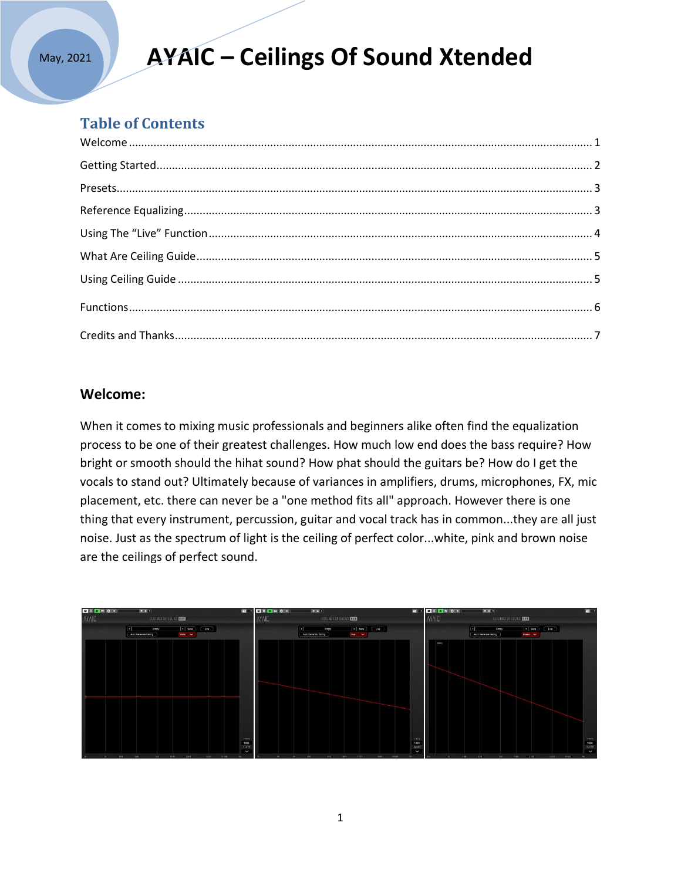May, 2021

# AYAIC – Ceilings Of Sound Xtended

## Table of Contents

Welcome .................................................................................. 1

Getting Started .......................................................................... 2

Presets ...................................................................................... 3

Reference Equalizing ................................................................. 3

Using The "Live" Function ......................................................... 4

What Are Ceiling Guide ............................................................. 5

Using Ceiling Guide .................................................................. 5

Functions ................................................................................... 6

Credits and Thanks .................................................................... 7

## Welcome:

When it comes to mixing music professionals and beginners alike often find the equalization process to be one of their greatest challenges. How much low end does the bass require? How bright or smooth should the hihat sound? How phat should the guitars be? How do I get the vocals to stand out? Ultimately because of variances in amplifiers, drums, microphones, FX, mic placement, etc. there can never be a "one method fits all" approach. However there is one thing that every instrument, percussion, guitar and vocal track has in common...they are all just noise. Just as the spectrum of light is the ceiling of perfect color...white, pink and brown noise are the ceilings of perfect sound.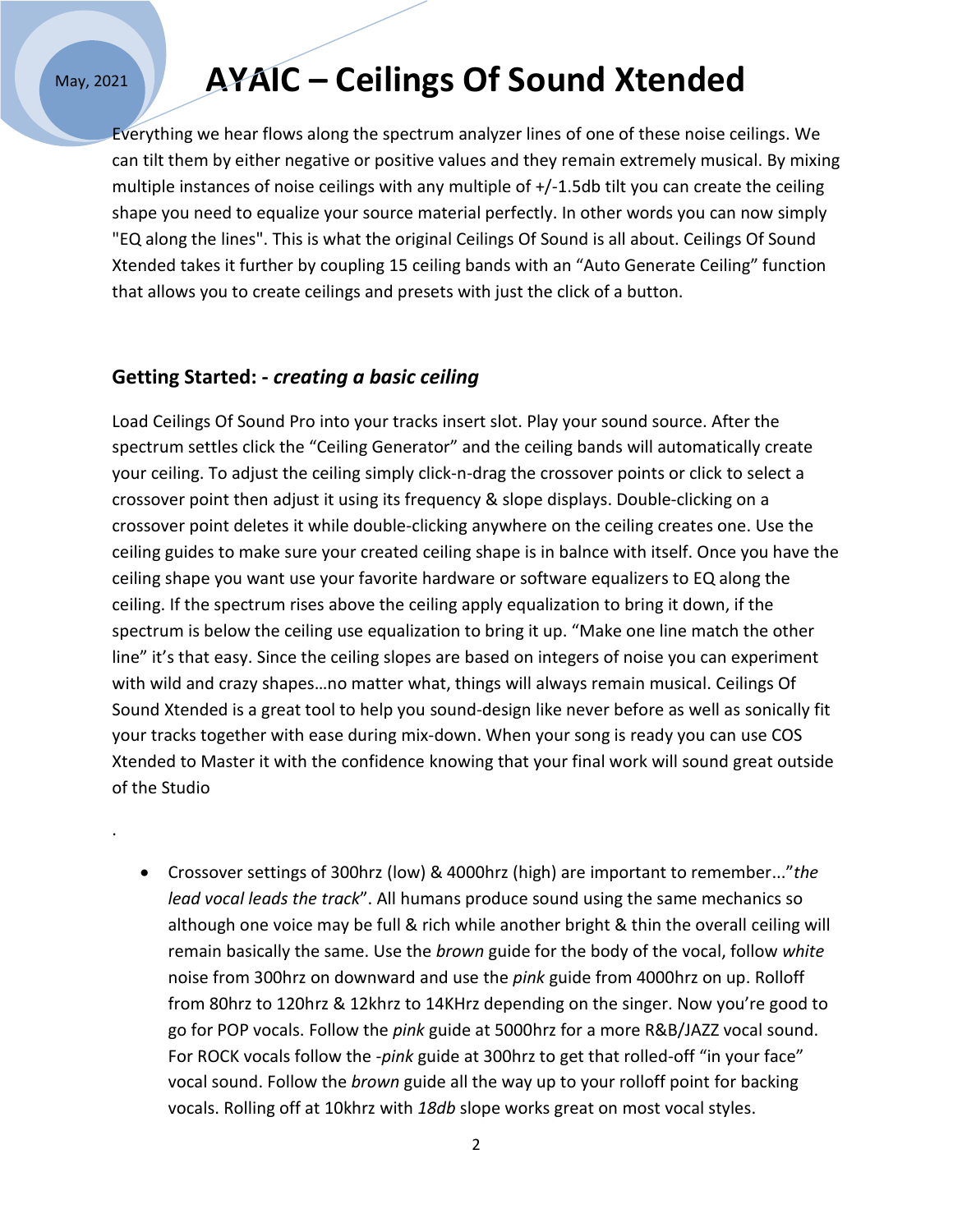# AYAIC – Ceilings Of Sound Xtended

Everything we hear flows along the spectrum analyzer lines of one of these noise ceilings. We can tilt them by either negative or positive values and they remain extremely musical. By mixing multiple instances of noise ceilings with any multiple of +/-1.5db tilt you can create the ceiling shape you need to equalize your source material perfectly. In other words you can now simply "EQ along the lines". This is what the original Ceilings Of Sound is all about. Ceilings Of Sound Xtended takes it further by coupling 15 ceiling bands with an "Auto Generate Ceiling" function that allows you to create ceilings and presets with just the click of a button.

## Getting Started: - *creating a basic ceiling*

Load Ceilings Of Sound Pro into your tracks insert slot. Play your sound source. After the spectrum settles click the "Ceiling Generator" and the ceiling bands will automatically create your ceiling. To adjust the ceiling simply click-n-drag the crossover points or click to select a crossover point then adjust it using its frequency & slope displays. Double-clicking on a crossover point deletes it while double-clicking anywhere on the ceiling creates one. Use the ceiling guides to make sure your created ceiling shape is in balnce with itself. Once you have the ceiling shape you want use your favorite hardware or software equalizers to EQ along the ceiling. If the spectrum rises above the ceiling apply equalization to bring it down, if the spectrum is below the ceiling use equalization to bring it up. "Make one line match the other line" it's that easy. Since the ceiling slopes are based on integers of noise you can experiment with wild and crazy shapes…no matter what, things will always remain musical. Ceilings Of Sound Xtended is a great tool to help you sound-design like never before as well as sonically fit your tracks together with ease during mix-down. When your song is ready you can use COS Xtended to Master it with the confidence knowing that your final work will sound great outside of the Studio

.

- Crossover settings of 300hrz (low) & 4000hrz (high) are important to remember..."*the lead vocal leads the track*". All humans produce sound using the same mechanics so although one voice may be full & rich while another bright & thin the overall ceiling will remain basically the same. Use the *brown* guide for the body of the vocal, follow *white* noise from 300hrz on downward and use the *pink* guide from 4000hrz on up. Rolloff from 80hrz to 120hrz & 12khrz to 14KHrz depending on the singer. Now you're good to go for POP vocals. Follow the *pink* guide at 5000hrz for a more R&B/JAZZ vocal sound. For ROCK vocals follow the -*pink* guide at 300hrz to get that rolled-off "in your face" vocal sound. Follow the *brown* guide all the way up to your rolloff point for backing vocals. Rolling off at 10khrz with *18db* slope works great on most vocal styles.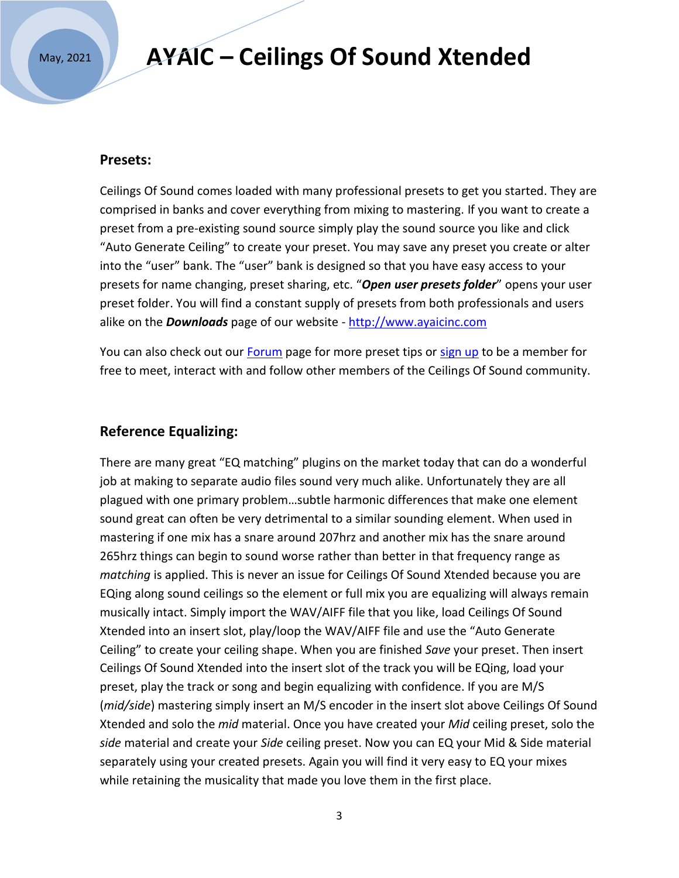## Presets:

Ceilings Of Sound comes loaded with many professional presets to get you started. They are comprised in banks and cover everything from mixing to mastering. If you want to create a preset from a pre-existing sound source simply play the sound source you like and click "Auto Generate Ceiling" to create your preset. You may save any preset you create or alter into the "user" bank. The "user" bank is designed so that you have easy access to your presets for name changing, preset sharing, etc. "***Open user presets folder***" opens your user preset folder. You will find a constant supply of presets from both professionals and users alike on the ***Downloads*** page of our website - [http://www.ayaicinc.com](http://www.ayaicinc.com)

You can also check out our [Forum] page for more preset tips or [sign up] to be a member for free to meet, interact with and follow other members of the Ceilings Of Sound community.

## Reference Equalizing:

There are many great "EQ matching" plugins on the market today that can do a wonderful job at making to separate audio files sound very much alike. Unfortunately they are all plagued with one primary problem…subtle harmonic differences that make one element sound great can often be very detrimental to a similar sounding element. When used in mastering if one mix has a snare around 207hrz and another mix has the snare around 265hrz things can begin to sound worse rather than better in that frequency range as *matching* is applied. This is never an issue for Ceilings Of Sound Xtended because you are EQing along sound ceilings so the element or full mix you are equalizing will always remain musically intact. Simply import the WAV/AIFF file that you like, load Ceilings Of Sound Xtended into an insert slot, play/loop the WAV/AIFF file and use the "Auto Generate Ceiling" to create your ceiling shape. When you are finished *Save* your preset. Then insert Ceilings Of Sound Xtended into the insert slot of the track you will be EQing, load your preset, play the track or song and begin equalizing with confidence. If you are M/S (*mid/side*) mastering simply insert an M/S encoder in the insert slot above Ceilings Of Sound Xtended and solo the *mid* material. Once you have created your *Mid* ceiling preset, solo the *side* material and create your *Side* ceiling preset. Now you can EQ your Mid & Side material separately using your created presets. Again you will find it very easy to EQ your mixes while retaining the musicality that made you love them in the first place.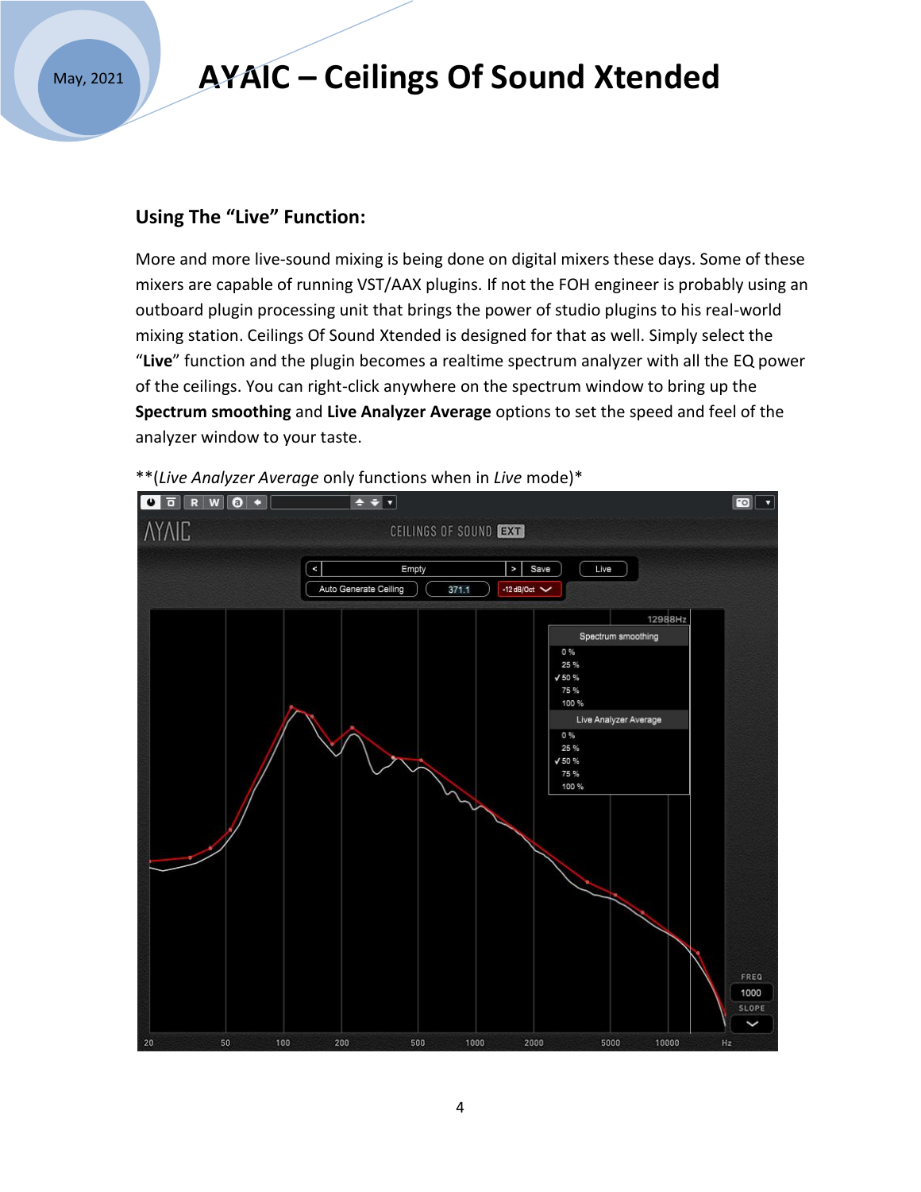## Using The "Live" Function:

More and more live-sound mixing is being done on digital mixers these days. Some of these mixers are capable of running VST/AAX plugins. If not the FOH engineer is probably using an outboard plugin processing unit that brings the power of studio plugins to his real-world mixing station. Ceilings Of Sound Xtended is designed for that as well. Simply select the "**Live**" function and the plugin becomes a realtime spectrum analyzer with all the EQ power of the ceilings. You can right-click anywhere on the spectrum window to bring up the **Spectrum smoothing** and **Live Analyzer Average** options to set the speed and feel of the analyzer window to your taste.

**(*Live Analyzer Average* only functions when in *Live* mode)*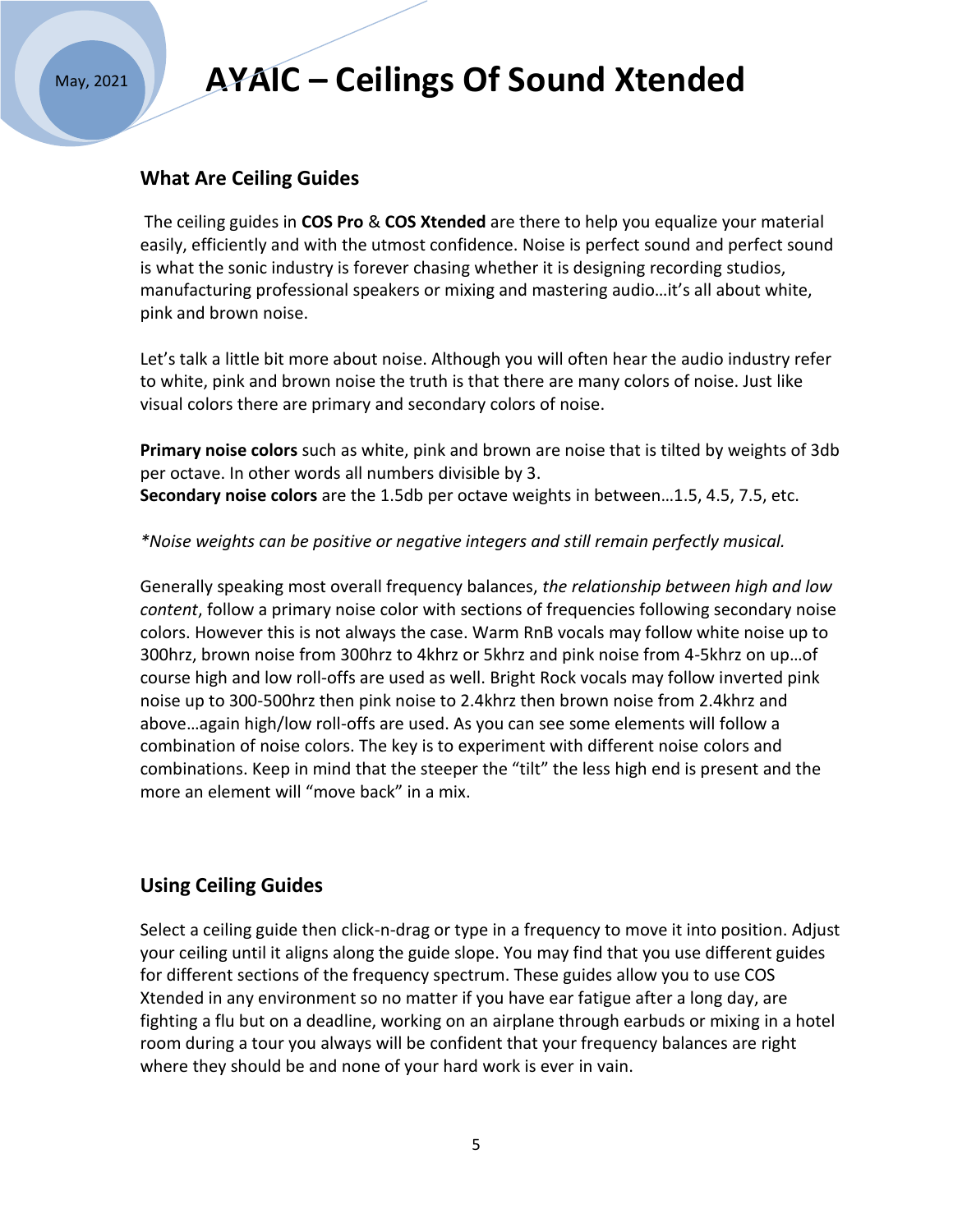## What Are Ceiling Guides

The ceiling guides in **COS Pro** & **COS Xtended** are there to help you equalize your material easily, efficiently and with the utmost confidence. Noise is perfect sound and perfect sound is what the sonic industry is forever chasing whether it is designing recording studios, manufacturing professional speakers or mixing and mastering audio…it's all about white, pink and brown noise.

Let's talk a little bit more about noise. Although you will often hear the audio industry refer to white, pink and brown noise the truth is that there are many colors of noise. Just like visual colors there are primary and secondary colors of noise.

**Primary noise colors** such as white, pink and brown are noise that is tilted by weights of 3db per octave. In other words all numbers divisible by 3.
**Secondary noise colors** are the 1.5db per octave weights in between…1.5, 4.5, 7.5, etc.

*\*Noise weights can be positive or negative integers and still remain perfectly musical.*

Generally speaking most overall frequency balances, *the relationship between high and low content*, follow a primary noise color with sections of frequencies following secondary noise colors. However this is not always the case. Warm RnB vocals may follow white noise up to 300hrz, brown noise from 300hrz to 4khrz or 5khrz and pink noise from 4-5khrz on up…of course high and low roll-offs are used as well. Bright Rock vocals may follow inverted pink noise up to 300-500hrz then pink noise to 2.4khrz then brown noise from 2.4khrz and above…again high/low roll-offs are used. As you can see some elements will follow a combination of noise colors. The key is to experiment with different noise colors and combinations. Keep in mind that the steeper the "tilt" the less high end is present and the more an element will "move back" in a mix.

## Using Ceiling Guides

Select a ceiling guide then click-n-drag or type in a frequency to move it into position. Adjust your ceiling until it aligns along the guide slope. You may find that you use different guides for different sections of the frequency spectrum. These guides allow you to use COS Xtended in any environment so no matter if you have ear fatigue after a long day, are fighting a flu but on a deadline, working on an airplane through earbuds or mixing in a hotel room during a tour you always will be confident that your frequency balances are right where they should be and none of your hard work is ever in vain.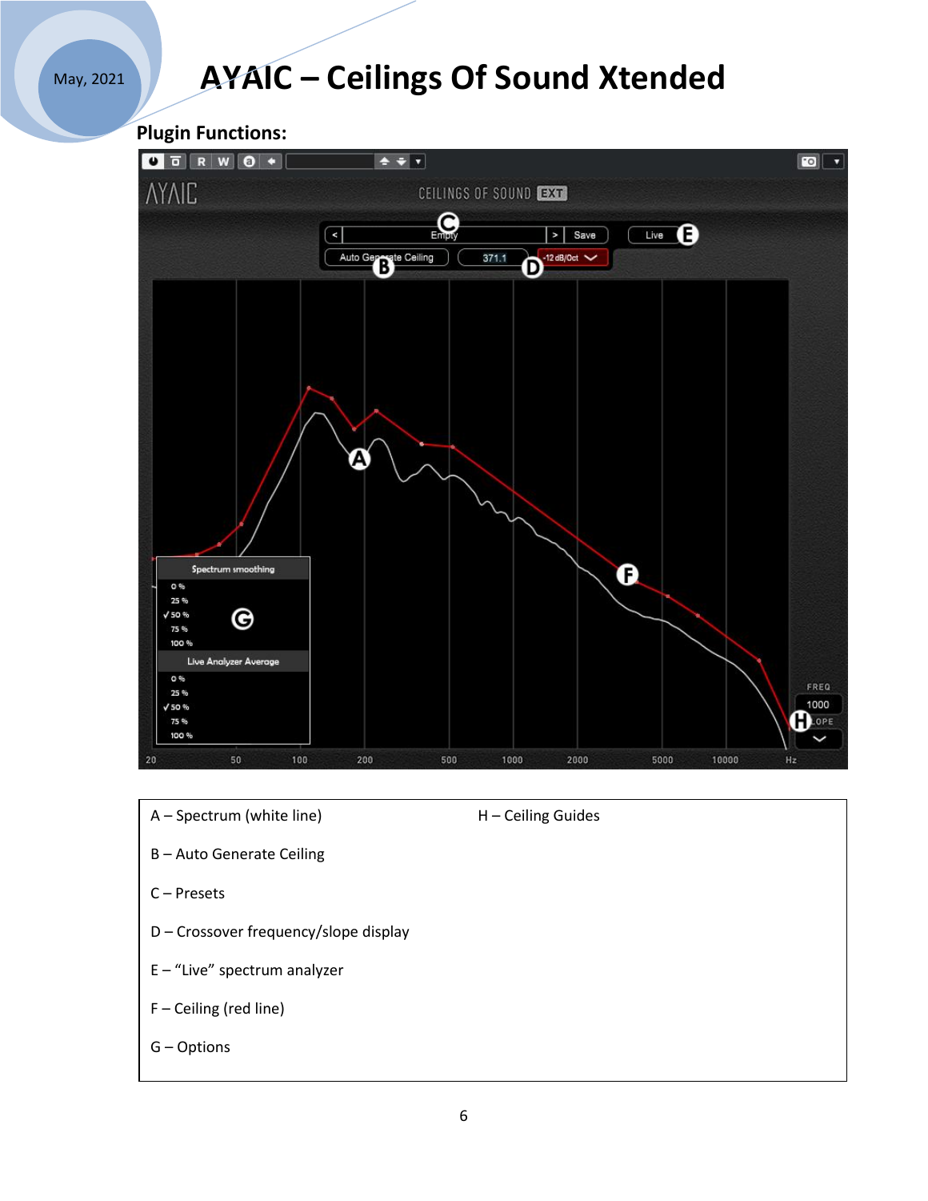**Plugin Functions:**

| | |
|---|---|
| A – Spectrum (white line) | H – Ceiling Guides |
| B – Auto Generate Ceiling | |
| C – Presets | |
| D – Crossover frequency/slope display | |
| E – “Live” spectrum analyzer | |
| F – Ceiling (red line) | |
| G – Options | |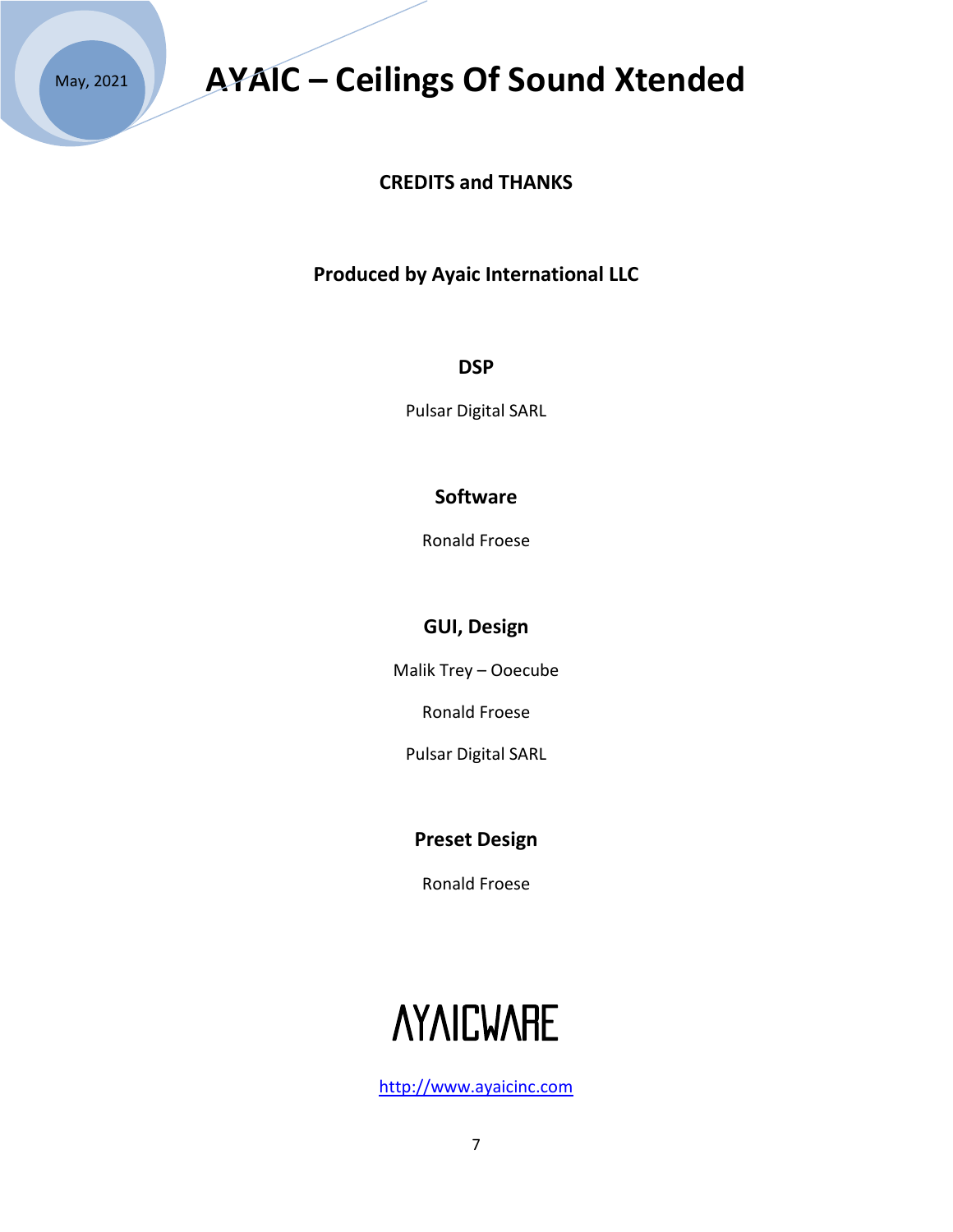**CREDITS and THANKS**

**Produced by Ayaic International LLC**

**DSP**

Pulsar Digital SARL

**Software**

Ronald Froese

**GUI, Design**

Malik Trey – Ooecube

Ronald Froese

Pulsar Digital SARL

**Preset Design**

Ronald Froese

AYAICWARE

http://www.ayaicinc.com